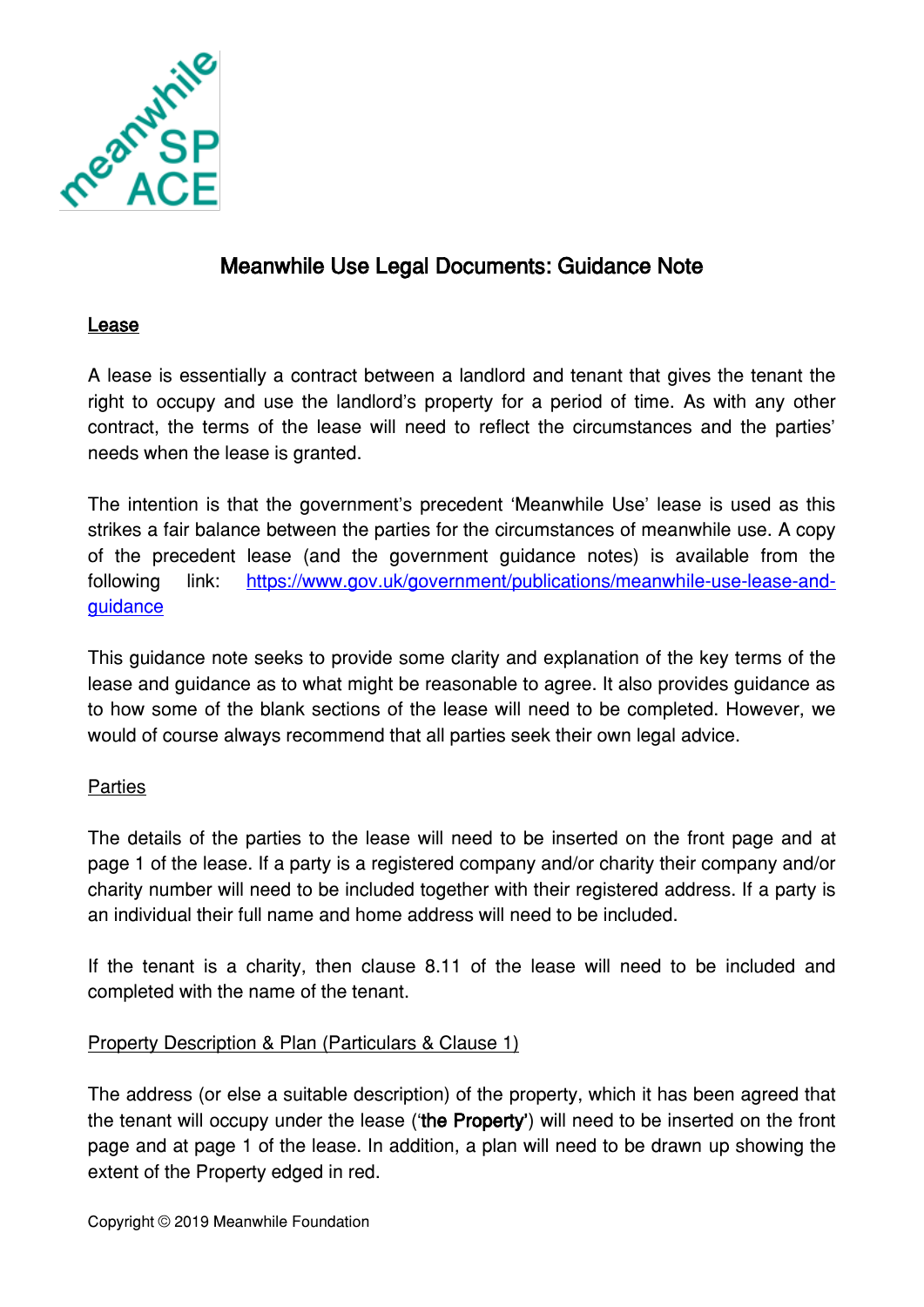# Meanwhile Use Legal Documents: Guidance Note

## Lease

A lease is essentially a contract between a landlord and tenant that gives the tenant the right to occupy and use the landlord's property for a period of time. As with any other contract, the terms of the lease will need to reflect the circumstances and the parties' needs when the lease is granted.

The intention is that the government's precedent 'Meanwhile Use' lease is used as this strikes a fair balance between the parties for the circumstances of meanwhile use. A copy of the precedent lease (and the government guidance notes) is available from the following link: [https://www.gov.uk/government/publications/meanwhile-use-lease-and-guidance](https://www.gov.uk/government/publications/meanwhile-use-lease-and-guidance)

This guidance note seeks to provide some clarity and explanation of the key terms of the lease and guidance as to what might be reasonable to agree. It also provides guidance as to how some of the blank sections of the lease will need to be completed. However, we would of course always recommend that all parties seek their own legal advice.

### Parties

The details of the parties to the lease will need to be inserted on the front page and at page 1 of the lease. If a party is a registered company and/or charity their company and/or charity number will need to be included together with their registered address. If a party is an individual their full name and home address will need to be included.

If the tenant is a charity, then clause 8.11 of the lease will need to be included and completed with the name of the tenant.

### Property Description & Plan (Particulars & Clause 1)

The address (or else a suitable description) of the property, which it has been agreed that the tenant will occupy under the lease ('**the Property**') will need to be inserted on the front page and at page 1 of the lease. In addition, a plan will need to be drawn up showing the extent of the Property edged in red.

Copyright © 2019 Meanwhile Foundation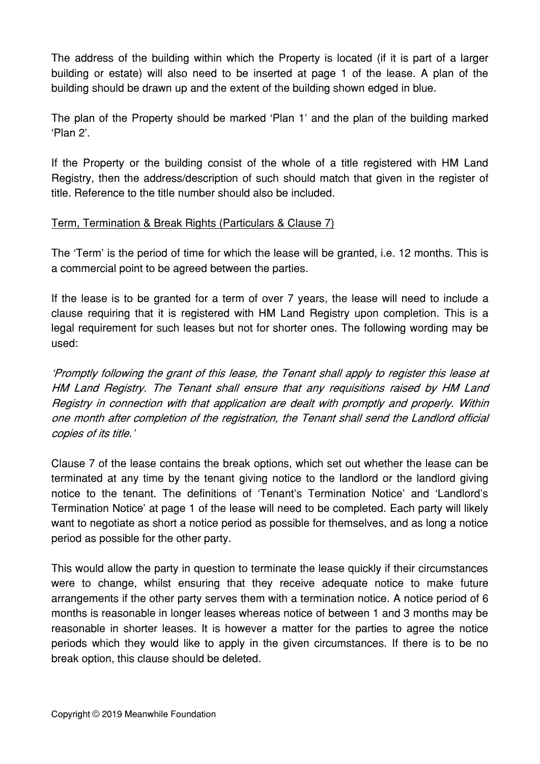The address of the building within which the Property is located (if it is part of a larger building or estate) will also need to be inserted at page 1 of the lease. A plan of the building should be drawn up and the extent of the building shown edged in blue.

The plan of the Property should be marked 'Plan 1' and the plan of the building marked 'Plan 2'.

If the Property or the building consist of the whole of a title registered with HM Land Registry, then the address/description of such should match that given in the register of title. Reference to the title number should also be included.

<u>Term, Termination & Break Rights (Particulars & Clause 7)</u>

The 'Term' is the period of time for which the lease will be granted, i.e. 12 months. This is a commercial point to be agreed between the parties.

If the lease is to be granted for a term of over 7 years, the lease will need to include a clause requiring that it is registered with HM Land Registry upon completion. This is a legal requirement for such leases but not for shorter ones. The following wording may be used:

*'Promptly following the grant of this lease, the Tenant shall apply to register this lease at HM Land Registry. The Tenant shall ensure that any requisitions raised by HM Land Registry in connection with that application are dealt with promptly and properly. Within one month after completion of the registration, the Tenant shall send the Landlord official copies of its title.'*

Clause 7 of the lease contains the break options, which set out whether the lease can be terminated at any time by the tenant giving notice to the landlord or the landlord giving notice to the tenant. The definitions of 'Tenant's Termination Notice' and 'Landlord's Termination Notice' at page 1 of the lease will need to be completed. Each party will likely want to negotiate as short a notice period as possible for themselves, and as long a notice period as possible for the other party.

This would allow the party in question to terminate the lease quickly if their circumstances were to change, whilst ensuring that they receive adequate notice to make future arrangements if the other party serves them with a termination notice. A notice period of 6 months is reasonable in longer leases whereas notice of between 1 and 3 months may be reasonable in shorter leases. It is however a matter for the parties to agree the notice periods which they would like to apply in the given circumstances. If there is to be no break option, this clause should be deleted.

Copyright © 2019 Meanwhile Foundation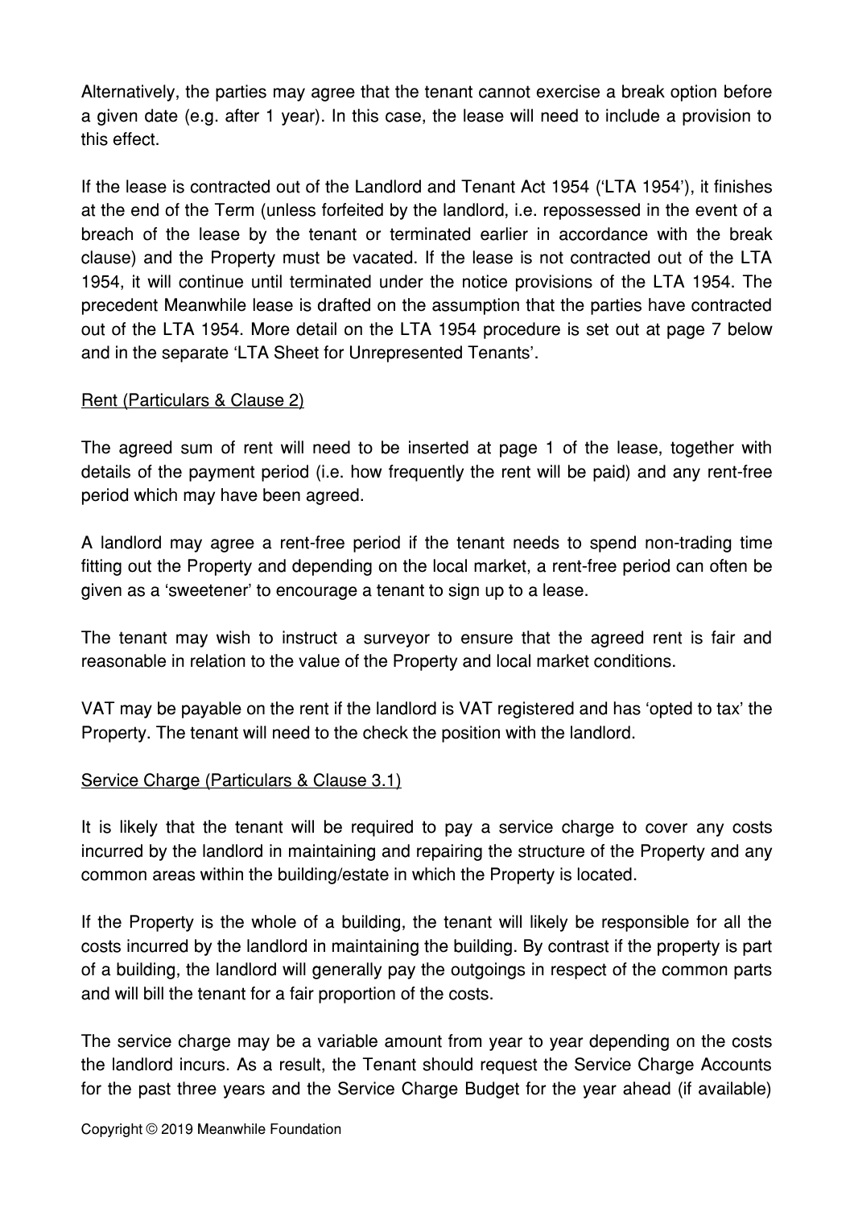Alternatively, the parties may agree that the tenant cannot exercise a break option before a given date (e.g. after 1 year). In this case, the lease will need to include a provision to this effect.

If the lease is contracted out of the Landlord and Tenant Act 1954 ('LTA 1954'), it finishes at the end of the Term (unless forfeited by the landlord, i.e. repossessed in the event of a breach of the lease by the tenant or terminated earlier in accordance with the break clause) and the Property must be vacated. If the lease is not contracted out of the LTA 1954, it will continue until terminated under the notice provisions of the LTA 1954. The precedent Meanwhile lease is drafted on the assumption that the parties have contracted out of the LTA 1954. More detail on the LTA 1954 procedure is set out at page 7 below and in the separate 'LTA Sheet for Unrepresented Tenants'.

<u>Rent (Particulars & Clause 2)</u>

The agreed sum of rent will need to be inserted at page 1 of the lease, together with details of the payment period (i.e. how frequently the rent will be paid) and any rent-free period which may have been agreed.

A landlord may agree a rent-free period if the tenant needs to spend non-trading time fitting out the Property and depending on the local market, a rent-free period can often be given as a 'sweetener' to encourage a tenant to sign up to a lease.

The tenant may wish to instruct a surveyor to ensure that the agreed rent is fair and reasonable in relation to the value of the Property and local market conditions.

VAT may be payable on the rent if the landlord is VAT registered and has 'opted to tax' the Property. The tenant will need to the check the position with the landlord.

<u>Service Charge (Particulars & Clause 3.1)</u>

It is likely that the tenant will be required to pay a service charge to cover any costs incurred by the landlord in maintaining and repairing the structure of the Property and any common areas within the building/estate in which the Property is located.

If the Property is the whole of a building, the tenant will likely be responsible for all the costs incurred by the landlord in maintaining the building. By contrast if the property is part of a building, the landlord will generally pay the outgoings in respect of the common parts and will bill the tenant for a fair proportion of the costs.

The service charge may be a variable amount from year to year depending on the costs the landlord incurs. As a result, the Tenant should request the Service Charge Accounts for the past three years and the Service Charge Budget for the year ahead (if available)

Copyright © 2019 Meanwhile Foundation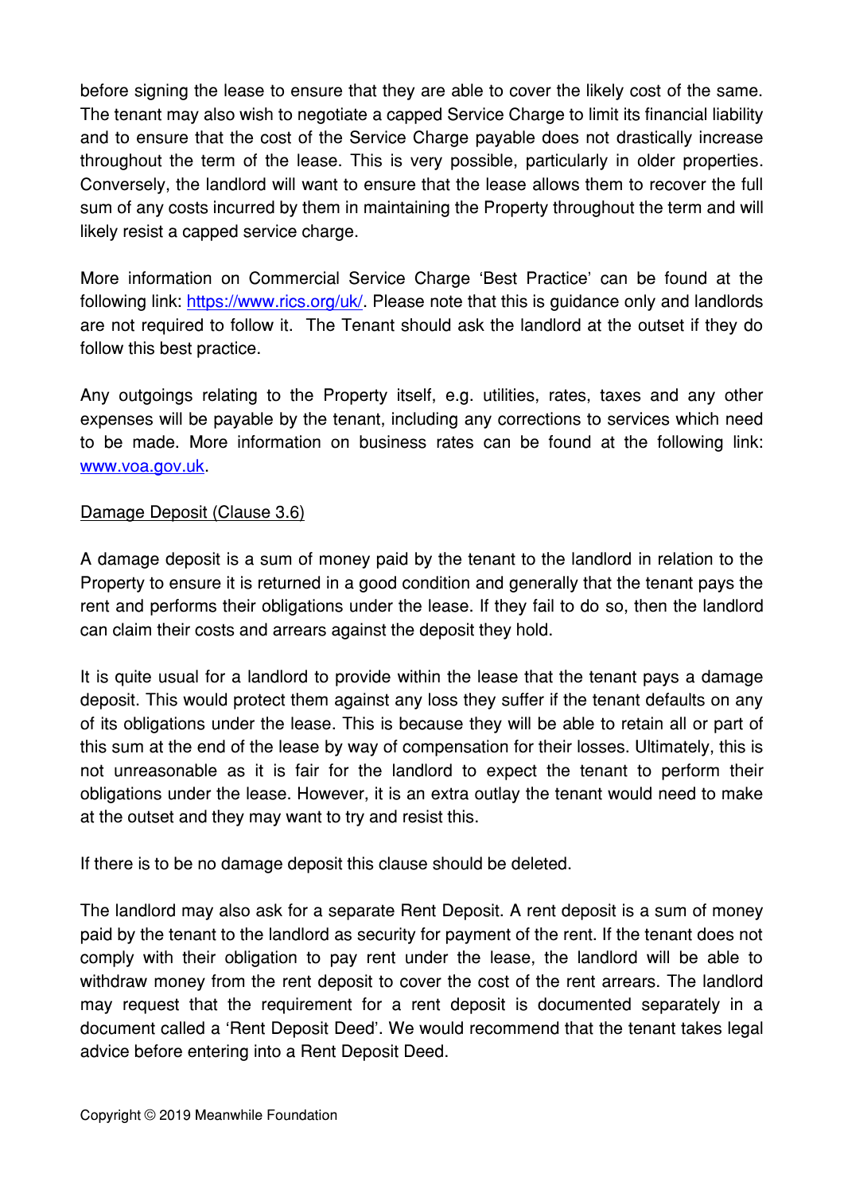before signing the lease to ensure that they are able to cover the likely cost of the same. The tenant may also wish to negotiate a capped Service Charge to limit its financial liability and to ensure that the cost of the Service Charge payable does not drastically increase throughout the term of the lease. This is very possible, particularly in older properties. Conversely, the landlord will want to ensure that the lease allows them to recover the full sum of any costs incurred by them in maintaining the Property throughout the term and will likely resist a capped service charge.

More information on Commercial Service Charge 'Best Practice' can be found at the following link: https://www.rics.org/uk/. Please note that this is guidance only and landlords are not required to follow it. The Tenant should ask the landlord at the outset if they do follow this best practice.

Any outgoings relating to the Property itself, e.g. utilities, rates, taxes and any other expenses will be payable by the tenant, including any corrections to services which need to be made. More information on business rates can be found at the following link: www.voa.gov.uk.

Damage Deposit (Clause 3.6)

A damage deposit is a sum of money paid by the tenant to the landlord in relation to the Property to ensure it is returned in a good condition and generally that the tenant pays the rent and performs their obligations under the lease. If they fail to do so, then the landlord can claim their costs and arrears against the deposit they hold.

It is quite usual for a landlord to provide within the lease that the tenant pays a damage deposit. This would protect them against any loss they suffer if the tenant defaults on any of its obligations under the lease. This is because they will be able to retain all or part of this sum at the end of the lease by way of compensation for their losses. Ultimately, this is not unreasonable as it is fair for the landlord to expect the tenant to perform their obligations under the lease. However, it is an extra outlay the tenant would need to make at the outset and they may want to try and resist this.

If there is to be no damage deposit this clause should be deleted.

The landlord may also ask for a separate Rent Deposit. A rent deposit is a sum of money paid by the tenant to the landlord as security for payment of the rent. If the tenant does not comply with their obligation to pay rent under the lease, the landlord will be able to withdraw money from the rent deposit to cover the cost of the rent arrears. The landlord may request that the requirement for a rent deposit is documented separately in a document called a 'Rent Deposit Deed'. We would recommend that the tenant takes legal advice before entering into a Rent Deposit Deed.

Copyright © 2019 Meanwhile Foundation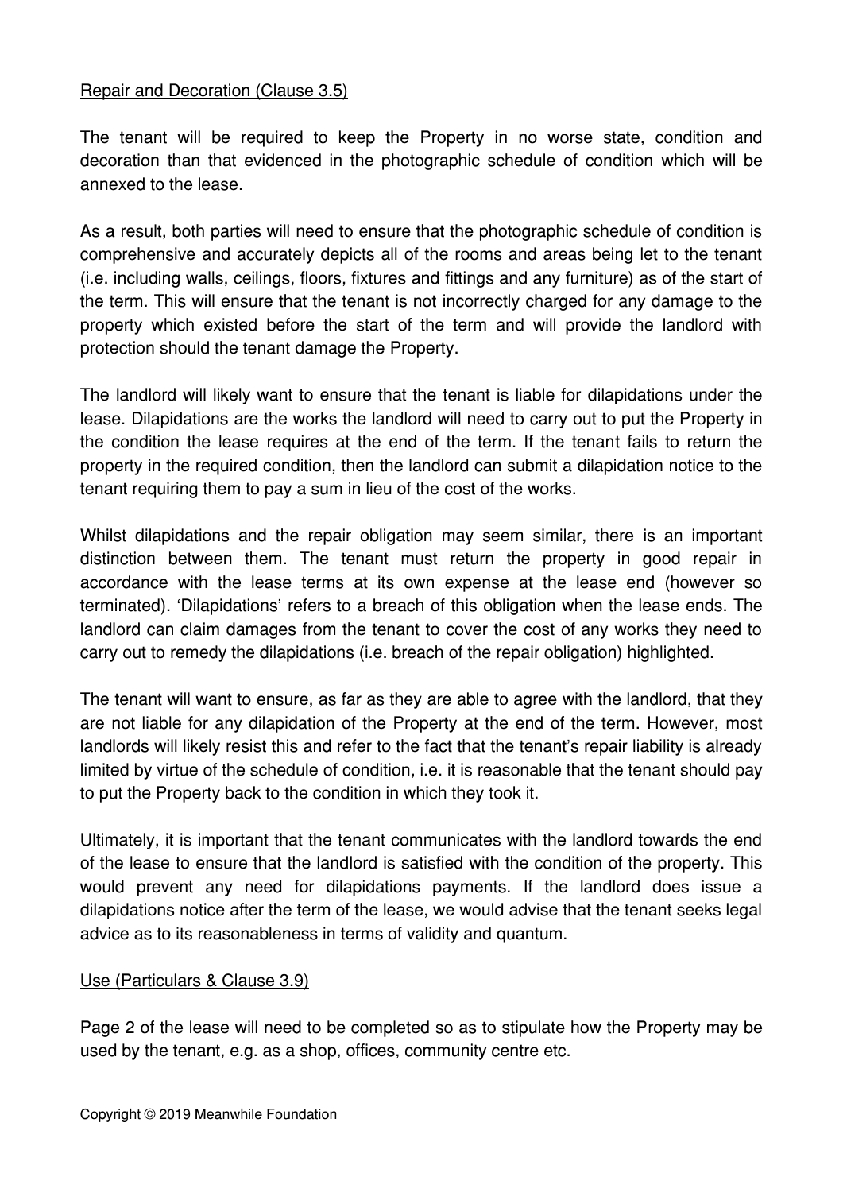Repair and Decoration (Clause 3.5)

The tenant will be required to keep the Property in no worse state, condition and decoration than that evidenced in the photographic schedule of condition which will be annexed to the lease.

As a result, both parties will need to ensure that the photographic schedule of condition is comprehensive and accurately depicts all of the rooms and areas being let to the tenant (i.e. including walls, ceilings, floors, fixtures and fittings and any furniture) as of the start of the term. This will ensure that the tenant is not incorrectly charged for any damage to the property which existed before the start of the term and will provide the landlord with protection should the tenant damage the Property.

The landlord will likely want to ensure that the tenant is liable for dilapidations under the lease. Dilapidations are the works the landlord will need to carry out to put the Property in the condition the lease requires at the end of the term. If the tenant fails to return the property in the required condition, then the landlord can submit a dilapidation notice to the tenant requiring them to pay a sum in lieu of the cost of the works.

Whilst dilapidations and the repair obligation may seem similar, there is an important distinction between them. The tenant must return the property in good repair in accordance with the lease terms at its own expense at the lease end (however so terminated). 'Dilapidations' refers to a breach of this obligation when the lease ends. The landlord can claim damages from the tenant to cover the cost of any works they need to carry out to remedy the dilapidations (i.e. breach of the repair obligation) highlighted.

The tenant will want to ensure, as far as they are able to agree with the landlord, that they are not liable for any dilapidation of the Property at the end of the term. However, most landlords will likely resist this and refer to the fact that the tenant's repair liability is already limited by virtue of the schedule of condition, i.e. it is reasonable that the tenant should pay to put the Property back to the condition in which they took it.

Ultimately, it is important that the tenant communicates with the landlord towards the end of the lease to ensure that the landlord is satisfied with the condition of the property. This would prevent any need for dilapidations payments. If the landlord does issue a dilapidations notice after the term of the lease, we would advise that the tenant seeks legal advice as to its reasonableness in terms of validity and quantum.

Use (Particulars & Clause 3.9)

Page 2 of the lease will need to be completed so as to stipulate how the Property may be used by the tenant, e.g. as a shop, offices, community centre etc.

Copyright © 2019 Meanwhile Foundation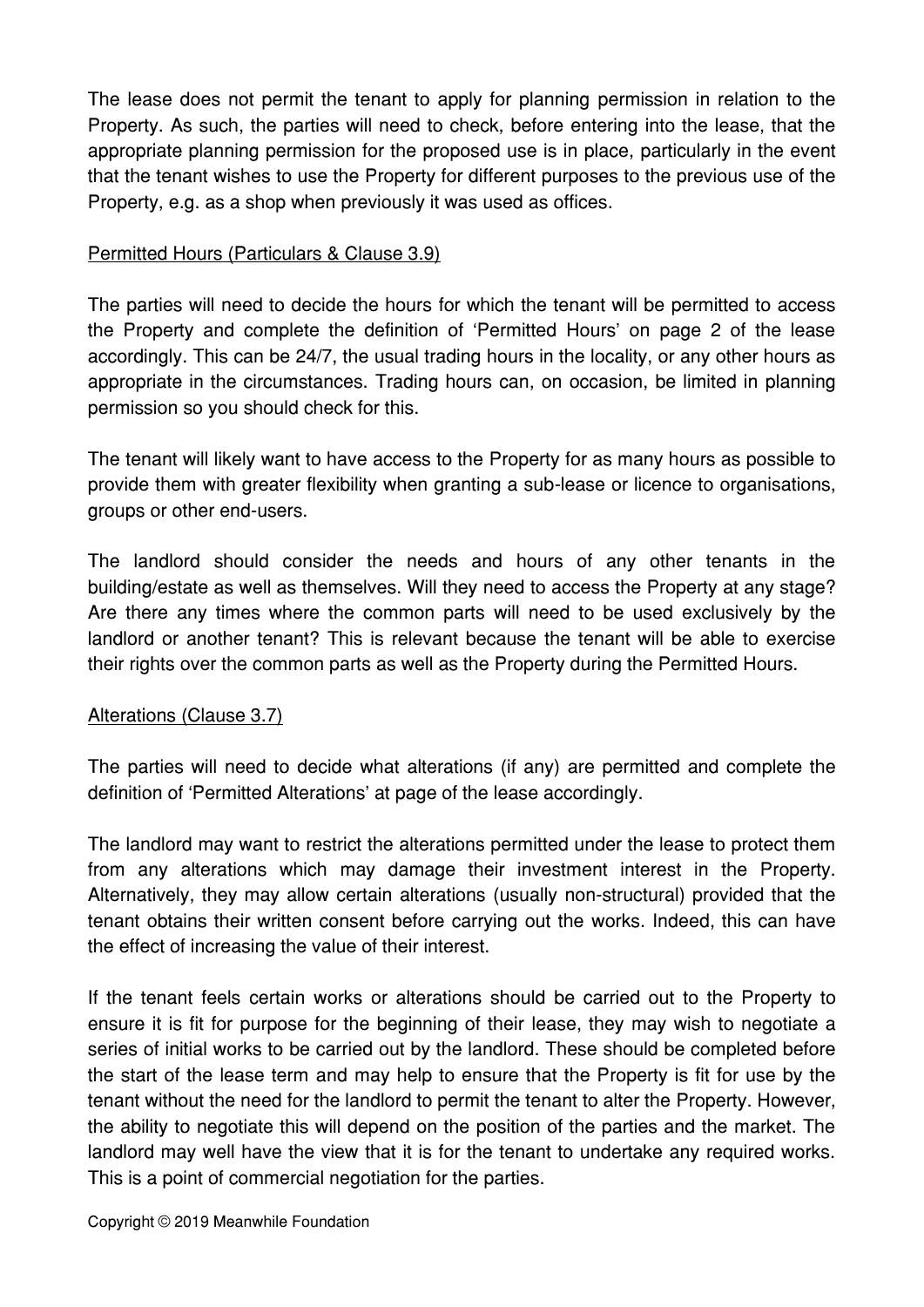The lease does not permit the tenant to apply for planning permission in relation to the Property. As such, the parties will need to check, before entering into the lease, that the appropriate planning permission for the proposed use is in place, particularly in the event that the tenant wishes to use the Property for different purposes to the previous use of the Property, e.g. as a shop when previously it was used as offices.

<u>Permitted Hours (Particulars & Clause 3.9)</u>

The parties will need to decide the hours for which the tenant will be permitted to access the Property and complete the definition of 'Permitted Hours' on page 2 of the lease accordingly. This can be 24/7, the usual trading hours in the locality, or any other hours as appropriate in the circumstances. Trading hours can, on occasion, be limited in planning permission so you should check for this.

The tenant will likely want to have access to the Property for as many hours as possible to provide them with greater flexibility when granting a sub-lease or licence to organisations, groups or other end-users.

The landlord should consider the needs and hours of any other tenants in the building/estate as well as themselves. Will they need to access the Property at any stage? Are there any times where the common parts will need to be used exclusively by the landlord or another tenant? This is relevant because the tenant will be able to exercise their rights over the common parts as well as the Property during the Permitted Hours.

<u>Alterations (Clause 3.7)</u>

The parties will need to decide what alterations (if any) are permitted and complete the definition of 'Permitted Alterations' at page of the lease accordingly.

The landlord may want to restrict the alterations permitted under the lease to protect them from any alterations which may damage their investment interest in the Property. Alternatively, they may allow certain alterations (usually non-structural) provided that the tenant obtains their written consent before carrying out the works. Indeed, this can have the effect of increasing the value of their interest.

If the tenant feels certain works or alterations should be carried out to the Property to ensure it is fit for purpose for the beginning of their lease, they may wish to negotiate a series of initial works to be carried out by the landlord. These should be completed before the start of the lease term and may help to ensure that the Property is fit for use by the tenant without the need for the landlord to permit the tenant to alter the Property. However, the ability to negotiate this will depend on the position of the parties and the market. The landlord may well have the view that it is for the tenant to undertake any required works. This is a point of commercial negotiation for the parties.

Copyright © 2019 Meanwhile Foundation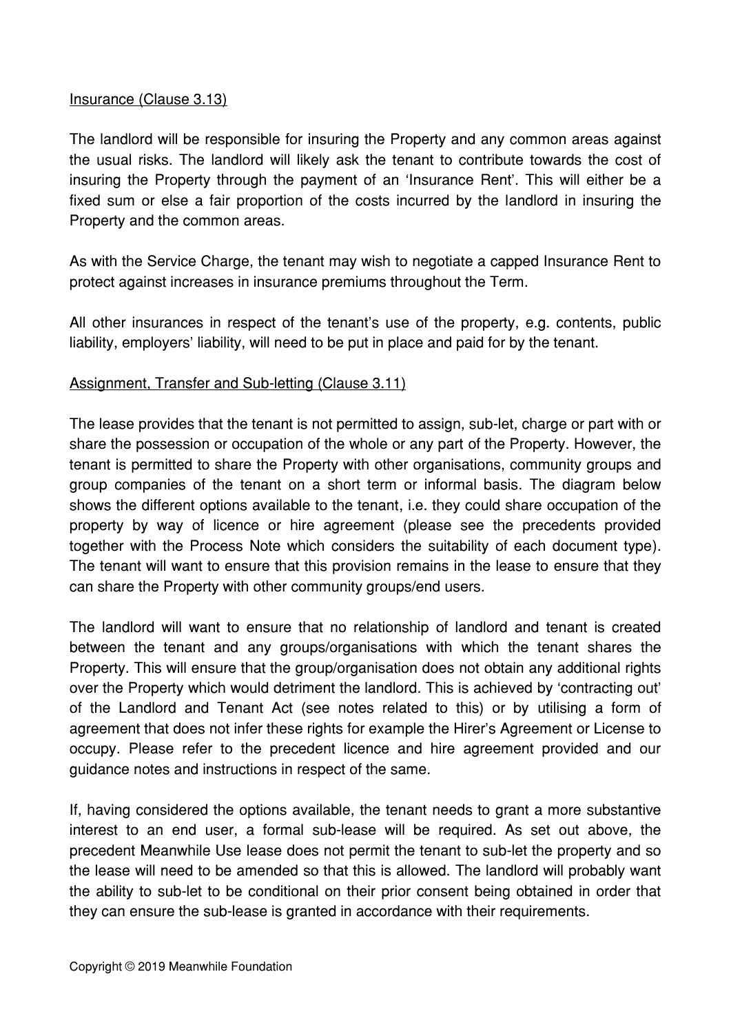Insurance (Clause 3.13)

The landlord will be responsible for insuring the Property and any common areas against the usual risks. The landlord will likely ask the tenant to contribute towards the cost of insuring the Property through the payment of an 'Insurance Rent'. This will either be a fixed sum or else a fair proportion of the costs incurred by the landlord in insuring the Property and the common areas.

As with the Service Charge, the tenant may wish to negotiate a capped Insurance Rent to protect against increases in insurance premiums throughout the Term.

All other insurances in respect of the tenant's use of the property, e.g. contents, public liability, employers' liability, will need to be put in place and paid for by the tenant.

Assignment, Transfer and Sub-letting (Clause 3.11)

The lease provides that the tenant is not permitted to assign, sub-let, charge or part with or share the possession or occupation of the whole or any part of the Property. However, the tenant is permitted to share the Property with other organisations, community groups and group companies of the tenant on a short term or informal basis. The diagram below shows the different options available to the tenant, i.e. they could share occupation of the property by way of licence or hire agreement (please see the precedents provided together with the Process Note which considers the suitability of each document type). The tenant will want to ensure that this provision remains in the lease to ensure that they can share the Property with other community groups/end users.

The landlord will want to ensure that no relationship of landlord and tenant is created between the tenant and any groups/organisations with which the tenant shares the Property. This will ensure that the group/organisation does not obtain any additional rights over the Property which would detriment the landlord. This is achieved by 'contracting out' of the Landlord and Tenant Act (see notes related to this) or by utilising a form of agreement that does not infer these rights for example the Hirer's Agreement or License to occupy. Please refer to the precedent licence and hire agreement provided and our guidance notes and instructions in respect of the same.

If, having considered the options available, the tenant needs to grant a more substantive interest to an end user, a formal sub-lease will be required. As set out above, the precedent Meanwhile Use lease does not permit the tenant to sub-let the property and so the lease will need to be amended so that this is allowed. The landlord will probably want the ability to sub-let to be conditional on their prior consent being obtained in order that they can ensure the sub-lease is granted in accordance with their requirements.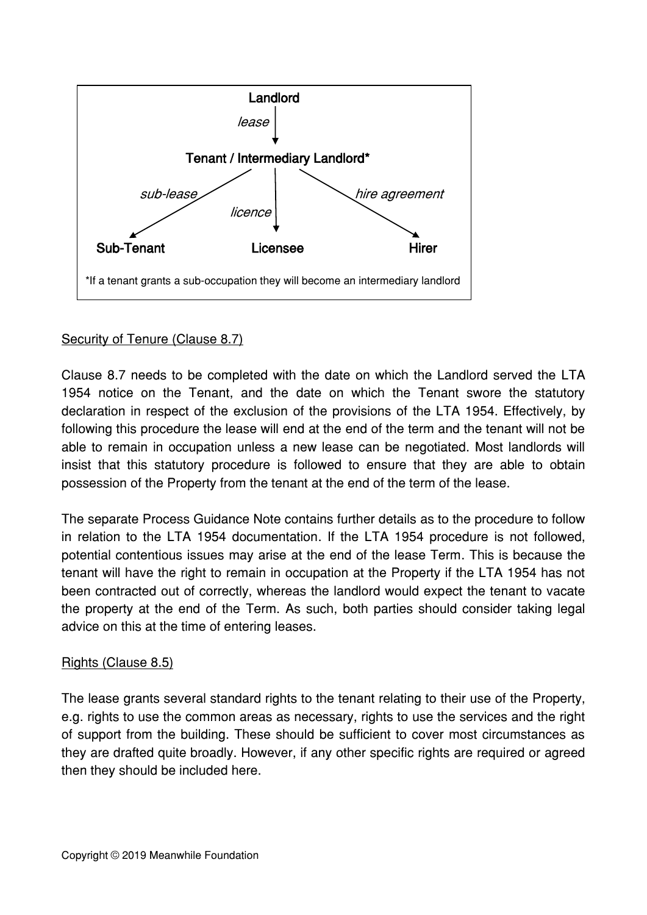Landlord

*lease*

Tenant / Intermediary Landlord*

*sub-lease* | *licence* | *hire agreement*

Sub-Tenant | Licensee | Hirer

*If a tenant grants a sub-occupation they will become an intermediary landlord

Security of Tenure (Clause 8.7)

Clause 8.7 needs to be completed with the date on which the Landlord served the LTA 1954 notice on the Tenant, and the date on which the Tenant swore the statutory declaration in respect of the exclusion of the provisions of the LTA 1954. Effectively, by following this procedure the lease will end at the end of the term and the tenant will not be able to remain in occupation unless a new lease can be negotiated. Most landlords will insist that this statutory procedure is followed to ensure that they are able to obtain possession of the Property from the tenant at the end of the term of the lease.

The separate Process Guidance Note contains further details as to the procedure to follow in relation to the LTA 1954 documentation. If the LTA 1954 procedure is not followed, potential contentious issues may arise at the end of the lease Term. This is because the tenant will have the right to remain in occupation at the Property if the LTA 1954 has not been contracted out of correctly, whereas the landlord would expect the tenant to vacate the property at the end of the Term. As such, both parties should consider taking legal advice on this at the time of entering leases.

Rights (Clause 8.5)

The lease grants several standard rights to the tenant relating to their use of the Property, e.g. rights to use the common areas as necessary, rights to use the services and the right of support from the building. These should be sufficient to cover most circumstances as they are drafted quite broadly. However, if any other specific rights are required or agreed then they should be included here.

Copyright © 2019 Meanwhile Foundation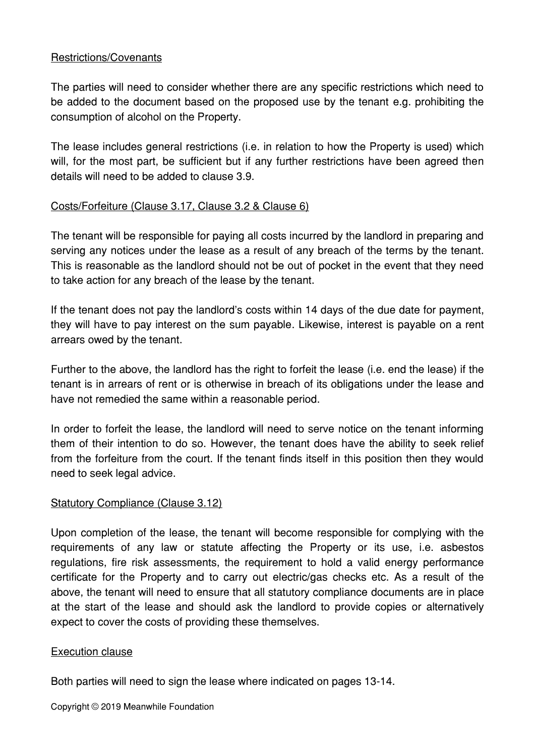## Restrictions/Covenants

The parties will need to consider whether there are any specific restrictions which need to be added to the document based on the proposed use by the tenant e.g. prohibiting the consumption of alcohol on the Property.

The lease includes general restrictions (i.e. in relation to how the Property is used) which will, for the most part, be sufficient but if any further restrictions have been agreed then details will need to be added to clause 3.9.

## Costs/Forfeiture (Clause 3.17, Clause 3.2 & Clause 6)

The tenant will be responsible for paying all costs incurred by the landlord in preparing and serving any notices under the lease as a result of any breach of the terms by the tenant. This is reasonable as the landlord should not be out of pocket in the event that they need to take action for any breach of the lease by the tenant.

If the tenant does not pay the landlord's costs within 14 days of the due date for payment, they will have to pay interest on the sum payable. Likewise, interest is payable on a rent arrears owed by the tenant.

Further to the above, the landlord has the right to forfeit the lease (i.e. end the lease) if the tenant is in arrears of rent or is otherwise in breach of its obligations under the lease and have not remedied the same within a reasonable period.

In order to forfeit the lease, the landlord will need to serve notice on the tenant informing them of their intention to do so. However, the tenant does have the ability to seek relief from the forfeiture from the court. If the tenant finds itself in this position then they would need to seek legal advice.

## Statutory Compliance (Clause 3.12)

Upon completion of the lease, the tenant will become responsible for complying with the requirements of any law or statute affecting the Property or its use, i.e. asbestos regulations, fire risk assessments, the requirement to hold a valid energy performance certificate for the Property and to carry out electric/gas checks etc. As a result of the above, the tenant will need to ensure that all statutory compliance documents are in place at the start of the lease and should ask the landlord to provide copies or alternatively expect to cover the costs of providing these themselves.

## Execution clause

Both parties will need to sign the lease where indicated on pages 13-14.

Copyright © 2019 Meanwhile Foundation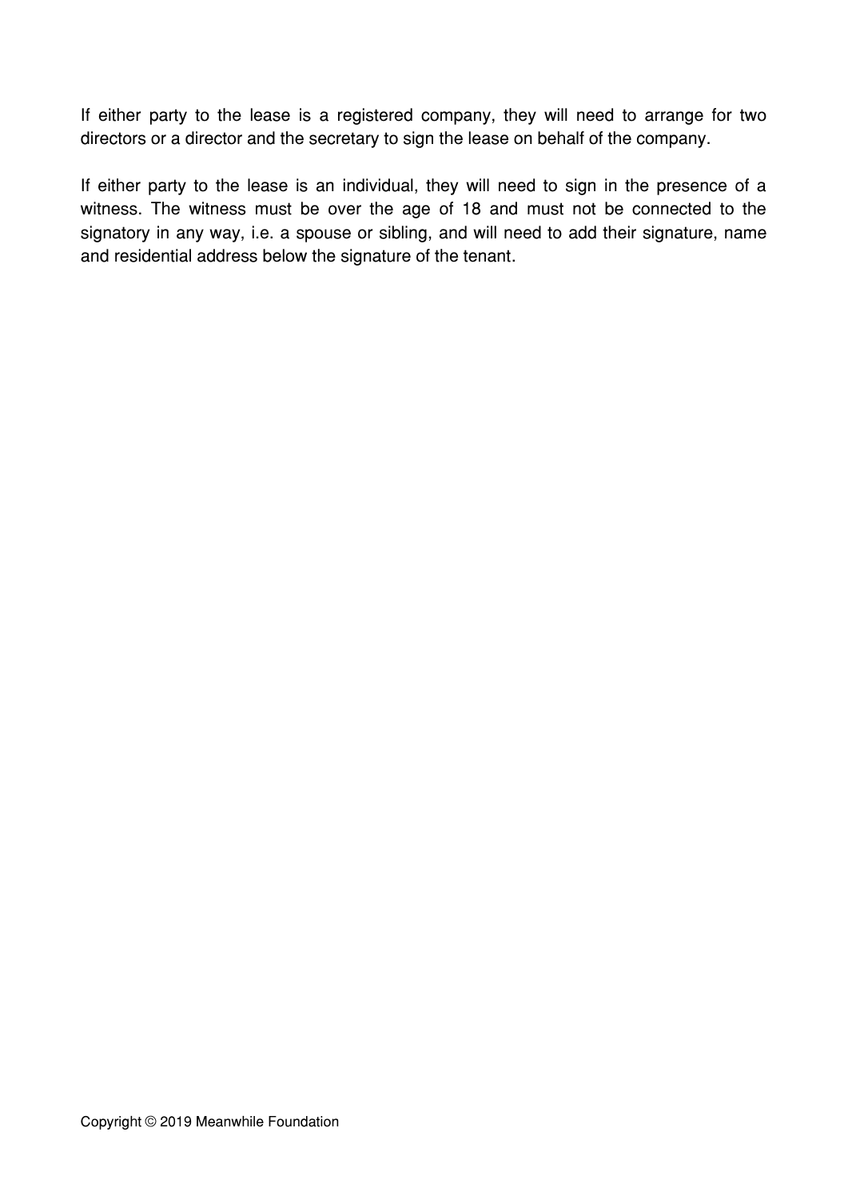If either party to the lease is a registered company, they will need to arrange for two directors or a director and the secretary to sign the lease on behalf of the company.

If either party to the lease is an individual, they will need to sign in the presence of a witness. The witness must be over the age of 18 and must not be connected to the signatory in any way, i.e. a spouse or sibling, and will need to add their signature, name and residential address below the signature of the tenant.

Copyright © 2019 Meanwhile Foundation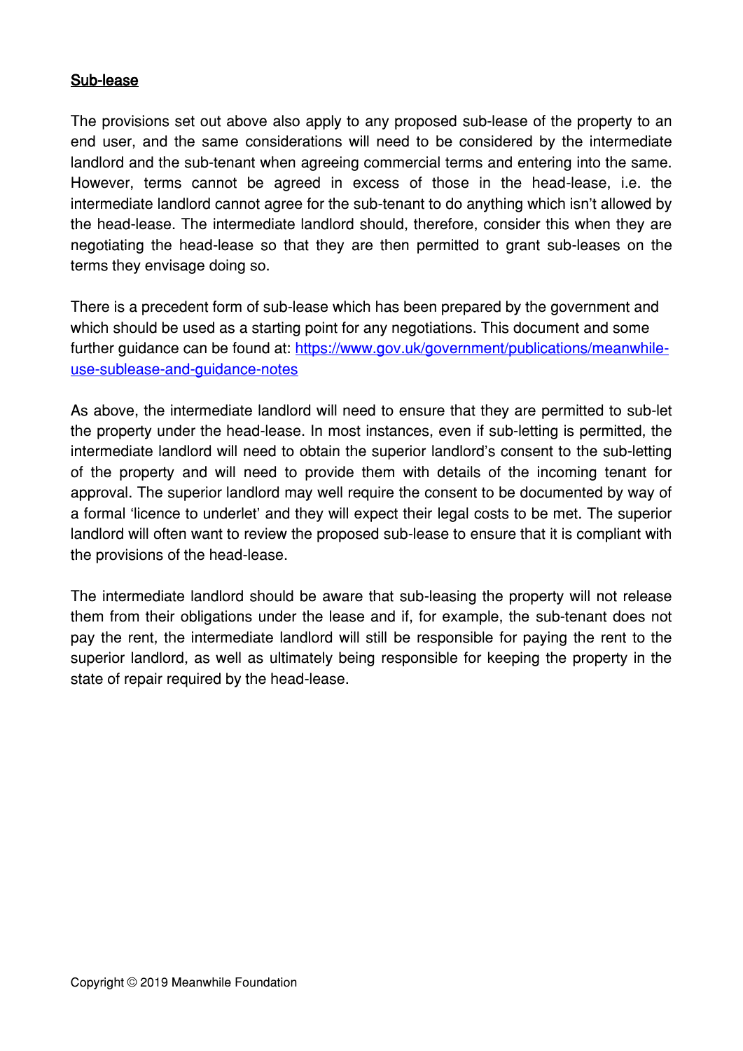## Sub-lease

The provisions set out above also apply to any proposed sub-lease of the property to an end user, and the same considerations will need to be considered by the intermediate landlord and the sub-tenant when agreeing commercial terms and entering into the same. However, terms cannot be agreed in excess of those in the head-lease, i.e. the intermediate landlord cannot agree for the sub-tenant to do anything which isn't allowed by the head-lease. The intermediate landlord should, therefore, consider this when they are negotiating the head-lease so that they are then permitted to grant sub-leases on the terms they envisage doing so.

There is a precedent form of sub-lease which has been prepared by the government and which should be used as a starting point for any negotiations. This document and some further guidance can be found at: [https://www.gov.uk/government/publications/meanwhile-use-sublease-and-guidance-notes](https://www.gov.uk/government/publications/meanwhile-use-sublease-and-guidance-notes)

As above, the intermediate landlord will need to ensure that they are permitted to sub-let the property under the head-lease. In most instances, even if sub-letting is permitted, the intermediate landlord will need to obtain the superior landlord's consent to the sub-letting of the property and will need to provide them with details of the incoming tenant for approval. The superior landlord may well require the consent to be documented by way of a formal 'licence to underlet' and they will expect their legal costs to be met. The superior landlord will often want to review the proposed sub-lease to ensure that it is compliant with the provisions of the head-lease.

The intermediate landlord should be aware that sub-leasing the property will not release them from their obligations under the lease and if, for example, the sub-tenant does not pay the rent, the intermediate landlord will still be responsible for paying the rent to the superior landlord, as well as ultimately being responsible for keeping the property in the state of repair required by the head-lease.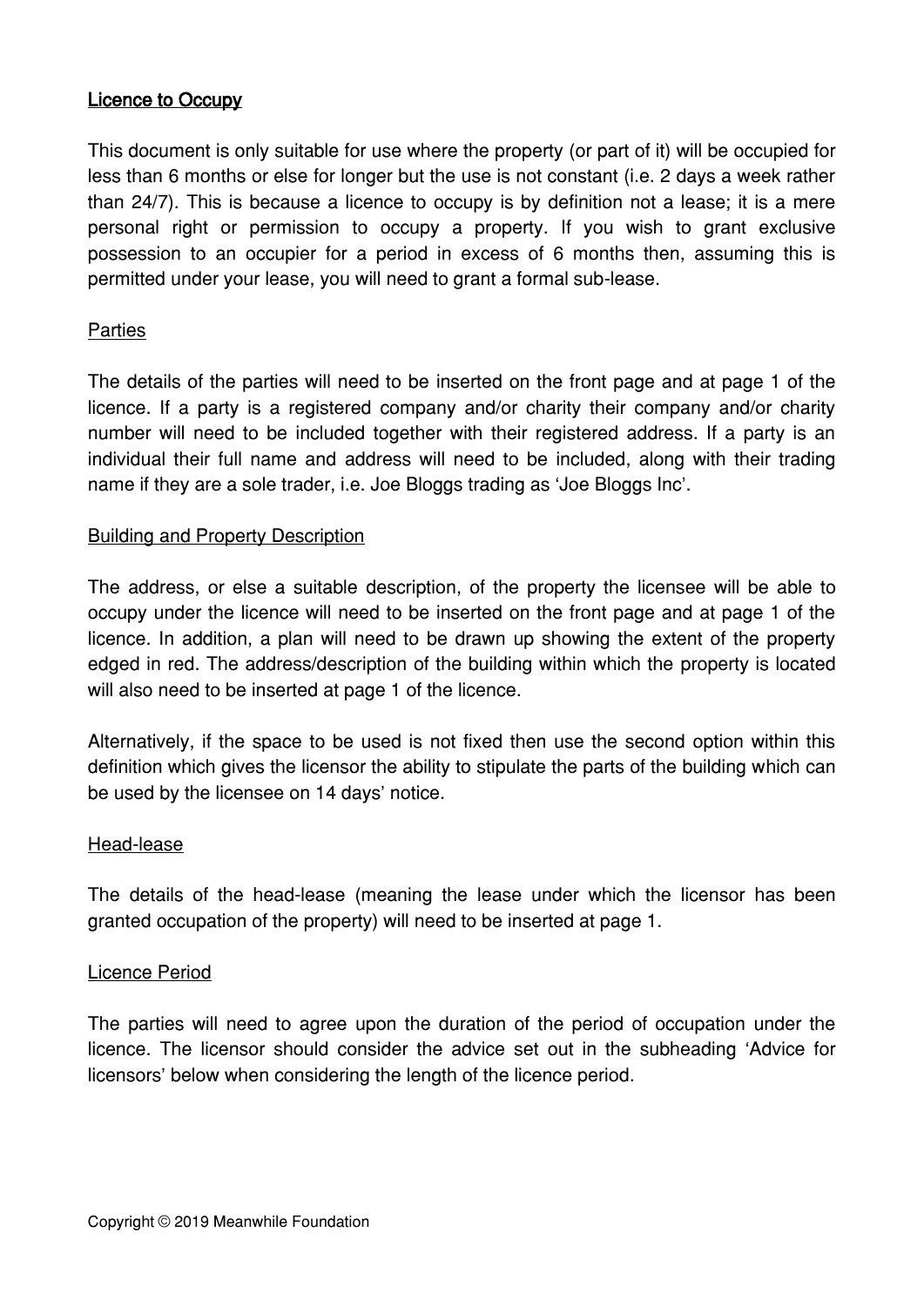## Licence to Occupy

This document is only suitable for use where the property (or part of it) will be occupied for less than 6 months or else for longer but the use is not constant (i.e. 2 days a week rather than 24/7). This is because a licence to occupy is by definition not a lease; it is a mere personal right or permission to occupy a property. If you wish to grant exclusive possession to an occupier for a period in excess of 6 months then, assuming this is permitted under your lease, you will need to grant a formal sub-lease.

### Parties

The details of the parties will need to be inserted on the front page and at page 1 of the licence. If a party is a registered company and/or charity their company and/or charity number will need to be included together with their registered address. If a party is an individual their full name and address will need to be included, along with their trading name if they are a sole trader, i.e. Joe Bloggs trading as 'Joe Bloggs Inc'.

### Building and Property Description

The address, or else a suitable description, of the property the licensee will be able to occupy under the licence will need to be inserted on the front page and at page 1 of the licence. In addition, a plan will need to be drawn up showing the extent of the property edged in red. The address/description of the building within which the property is located will also need to be inserted at page 1 of the licence.

Alternatively, if the space to be used is not fixed then use the second option within this definition which gives the licensor the ability to stipulate the parts of the building which can be used by the licensee on 14 days' notice.

### Head-lease

The details of the head-lease (meaning the lease under which the licensor has been granted occupation of the property) will need to be inserted at page 1.

### Licence Period

The parties will need to agree upon the duration of the period of occupation under the licence. The licensor should consider the advice set out in the subheading 'Advice for licensors' below when considering the length of the licence period.

Copyright © 2019 Meanwhile Foundation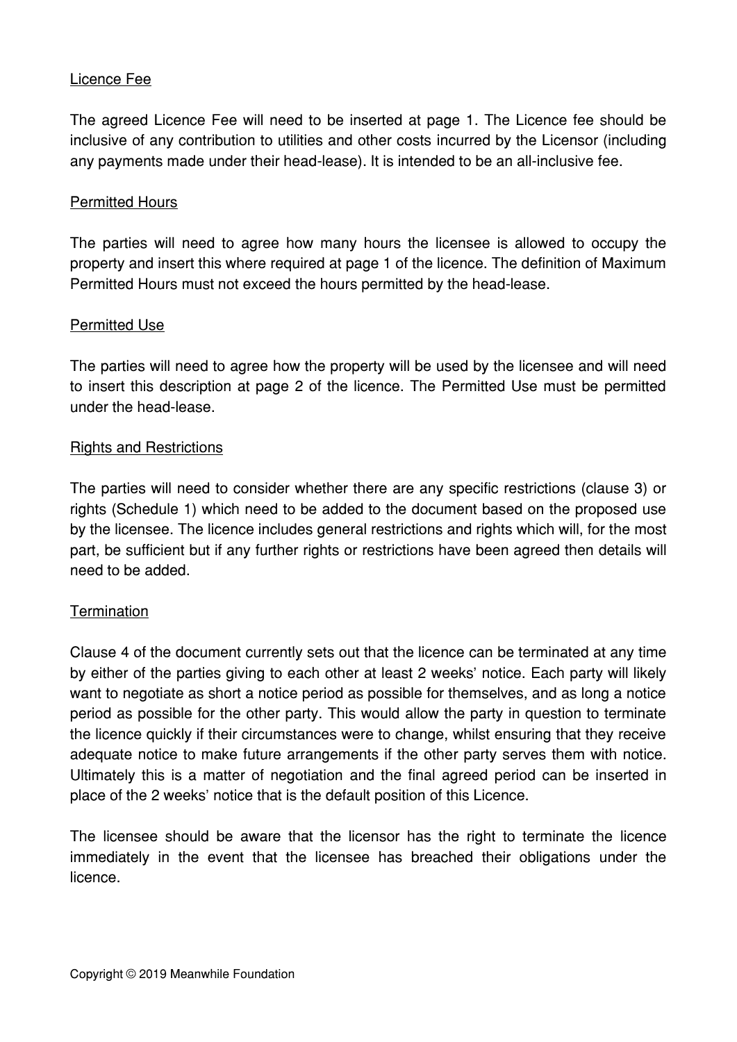Licence Fee

The agreed Licence Fee will need to be inserted at page 1. The Licence fee should be inclusive of any contribution to utilities and other costs incurred by the Licensor (including any payments made under their head-lease). It is intended to be an all-inclusive fee.

Permitted Hours

The parties will need to agree how many hours the licensee is allowed to occupy the property and insert this where required at page 1 of the licence. The definition of Maximum Permitted Hours must not exceed the hours permitted by the head-lease.

Permitted Use

The parties will need to agree how the property will be used by the licensee and will need to insert this description at page 2 of the licence. The Permitted Use must be permitted under the head-lease.

Rights and Restrictions

The parties will need to consider whether there are any specific restrictions (clause 3) or rights (Schedule 1) which need to be added to the document based on the proposed use by the licensee. The licence includes general restrictions and rights which will, for the most part, be sufficient but if any further rights or restrictions have been agreed then details will need to be added.

Termination

Clause 4 of the document currently sets out that the licence can be terminated at any time by either of the parties giving to each other at least 2 weeks' notice. Each party will likely want to negotiate as short a notice period as possible for themselves, and as long a notice period as possible for the other party. This would allow the party in question to terminate the licence quickly if their circumstances were to change, whilst ensuring that they receive adequate notice to make future arrangements if the other party serves them with notice. Ultimately this is a matter of negotiation and the final agreed period can be inserted in place of the 2 weeks' notice that is the default position of this Licence.

The licensee should be aware that the licensor has the right to terminate the licence immediately in the event that the licensee has breached their obligations under the licence.

Copyright © 2019 Meanwhile Foundation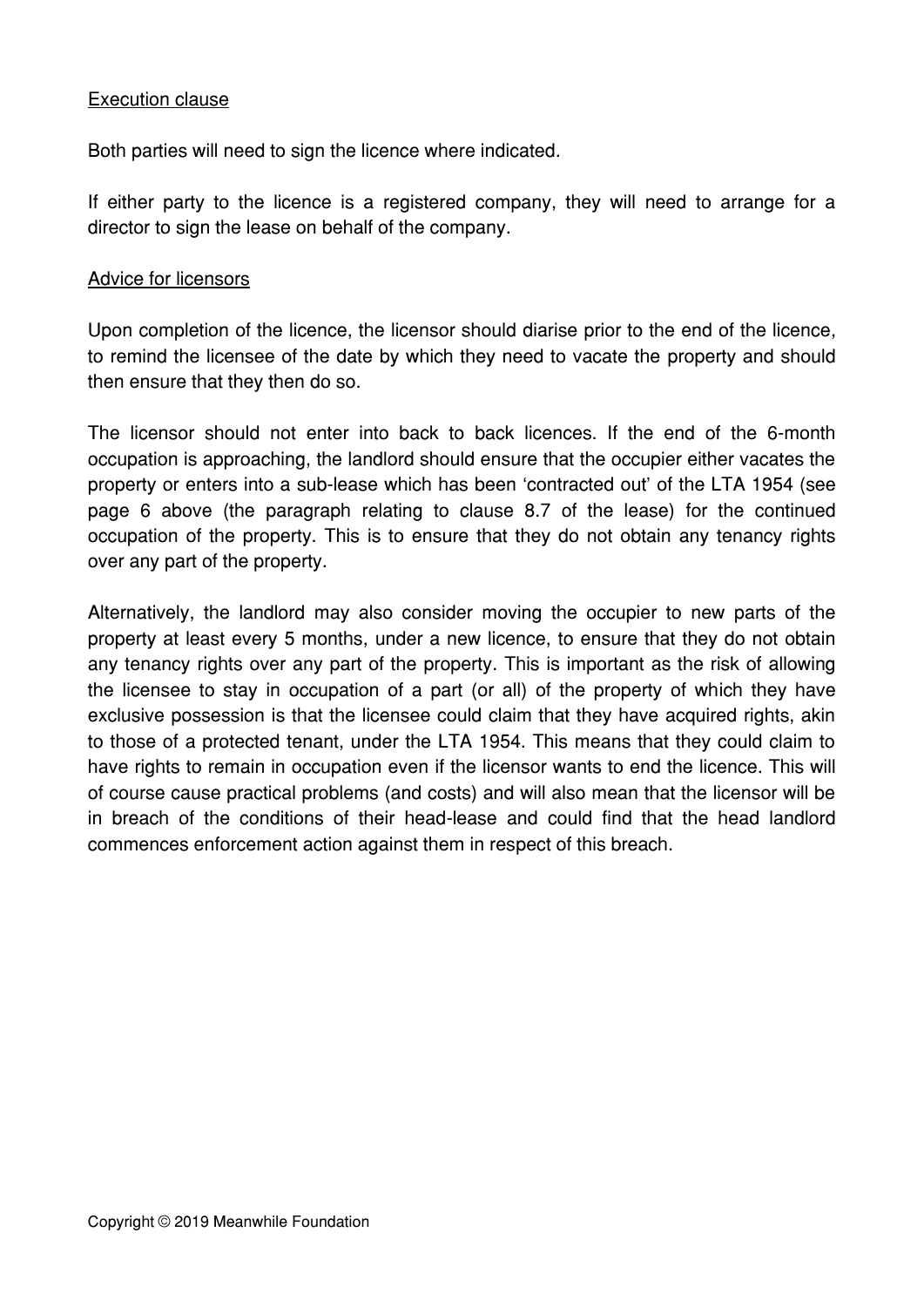Execution clause

Both parties will need to sign the licence where indicated.

If either party to the licence is a registered company, they will need to arrange for a director to sign the lease on behalf of the company.

Advice for licensors

Upon completion of the licence, the licensor should diarise prior to the end of the licence, to remind the licensee of the date by which they need to vacate the property and should then ensure that they then do so.

The licensor should not enter into back to back licences. If the end of the 6-month occupation is approaching, the landlord should ensure that the occupier either vacates the property or enters into a sub-lease which has been 'contracted out' of the LTA 1954 (see page 6 above (the paragraph relating to clause 8.7 of the lease) for the continued occupation of the property. This is to ensure that they do not obtain any tenancy rights over any part of the property.

Alternatively, the landlord may also consider moving the occupier to new parts of the property at least every 5 months, under a new licence, to ensure that they do not obtain any tenancy rights over any part of the property. This is important as the risk of allowing the licensee to stay in occupation of a part (or all) of the property of which they have exclusive possession is that the licensee could claim that they have acquired rights, akin to those of a protected tenant, under the LTA 1954. This means that they could claim to have rights to remain in occupation even if the licensor wants to end the licence. This will of course cause practical problems (and costs) and will also mean that the licensor will be in breach of the conditions of their head-lease and could find that the head landlord commences enforcement action against them in respect of this breach.

Copyright © 2019 Meanwhile Foundation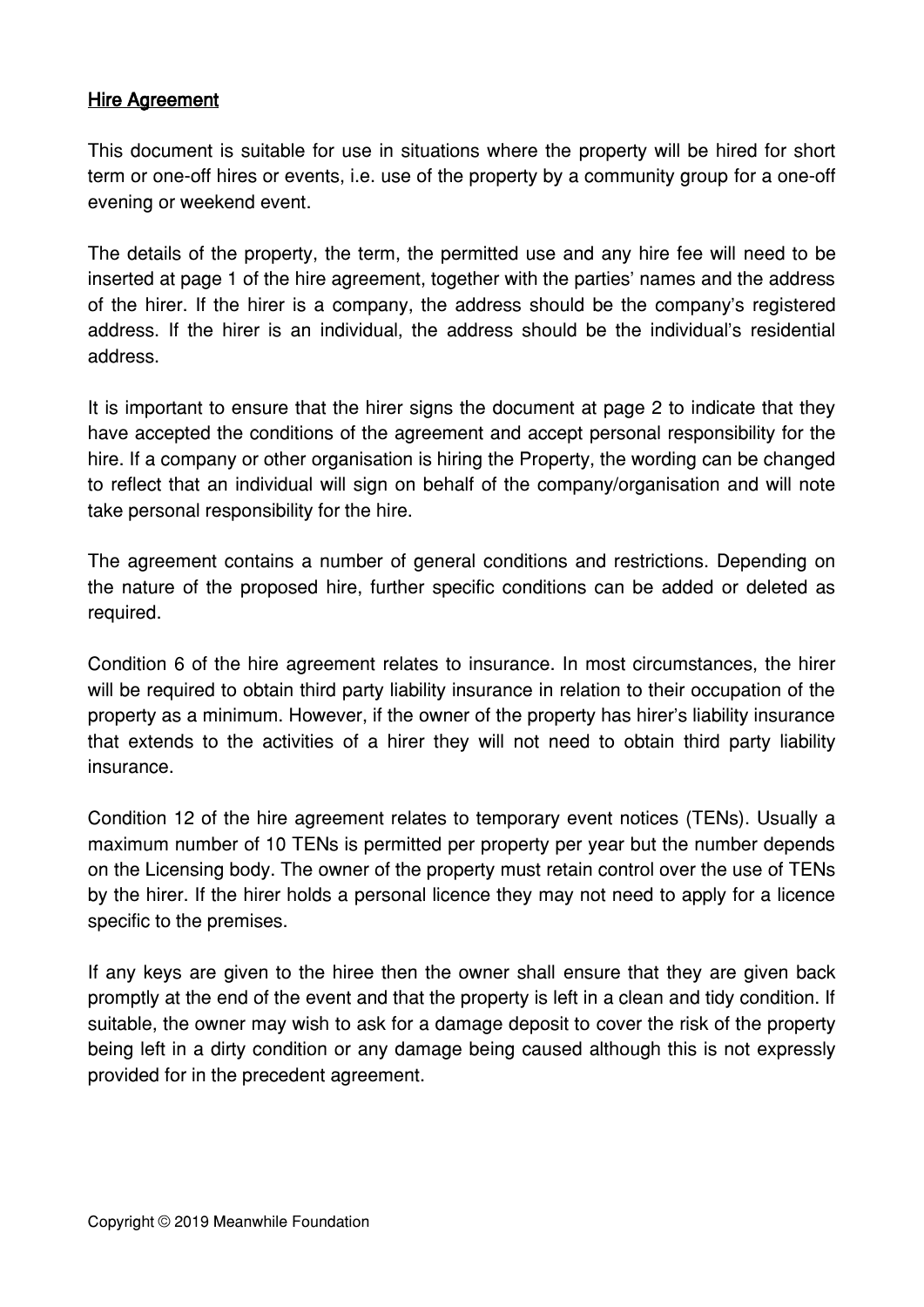# Hire Agreement

This document is suitable for use in situations where the property will be hired for short term or one-off hires or events, i.e. use of the property by a community group for a one-off evening or weekend event.

The details of the property, the term, the permitted use and any hire fee will need to be inserted at page 1 of the hire agreement, together with the parties' names and the address of the hirer. If the hirer is a company, the address should be the company's registered address. If the hirer is an individual, the address should be the individual's residential address.

It is important to ensure that the hirer signs the document at page 2 to indicate that they have accepted the conditions of the agreement and accept personal responsibility for the hire. If a company or other organisation is hiring the Property, the wording can be changed to reflect that an individual will sign on behalf of the company/organisation and will note take personal responsibility for the hire.

The agreement contains a number of general conditions and restrictions. Depending on the nature of the proposed hire, further specific conditions can be added or deleted as required.

Condition 6 of the hire agreement relates to insurance. In most circumstances, the hirer will be required to obtain third party liability insurance in relation to their occupation of the property as a minimum. However, if the owner of the property has hirer's liability insurance that extends to the activities of a hirer they will not need to obtain third party liability insurance.

Condition 12 of the hire agreement relates to temporary event notices (TENs). Usually a maximum number of 10 TENs is permitted per property per year but the number depends on the Licensing body. The owner of the property must retain control over the use of TENs by the hirer. If the hirer holds a personal licence they may not need to apply for a licence specific to the premises.

If any keys are given to the hiree then the owner shall ensure that they are given back promptly at the end of the event and that the property is left in a clean and tidy condition. If suitable, the owner may wish to ask for a damage deposit to cover the risk of the property being left in a dirty condition or any damage being caused although this is not expressly provided for in the precedent agreement.

Copyright © 2019 Meanwhile Foundation